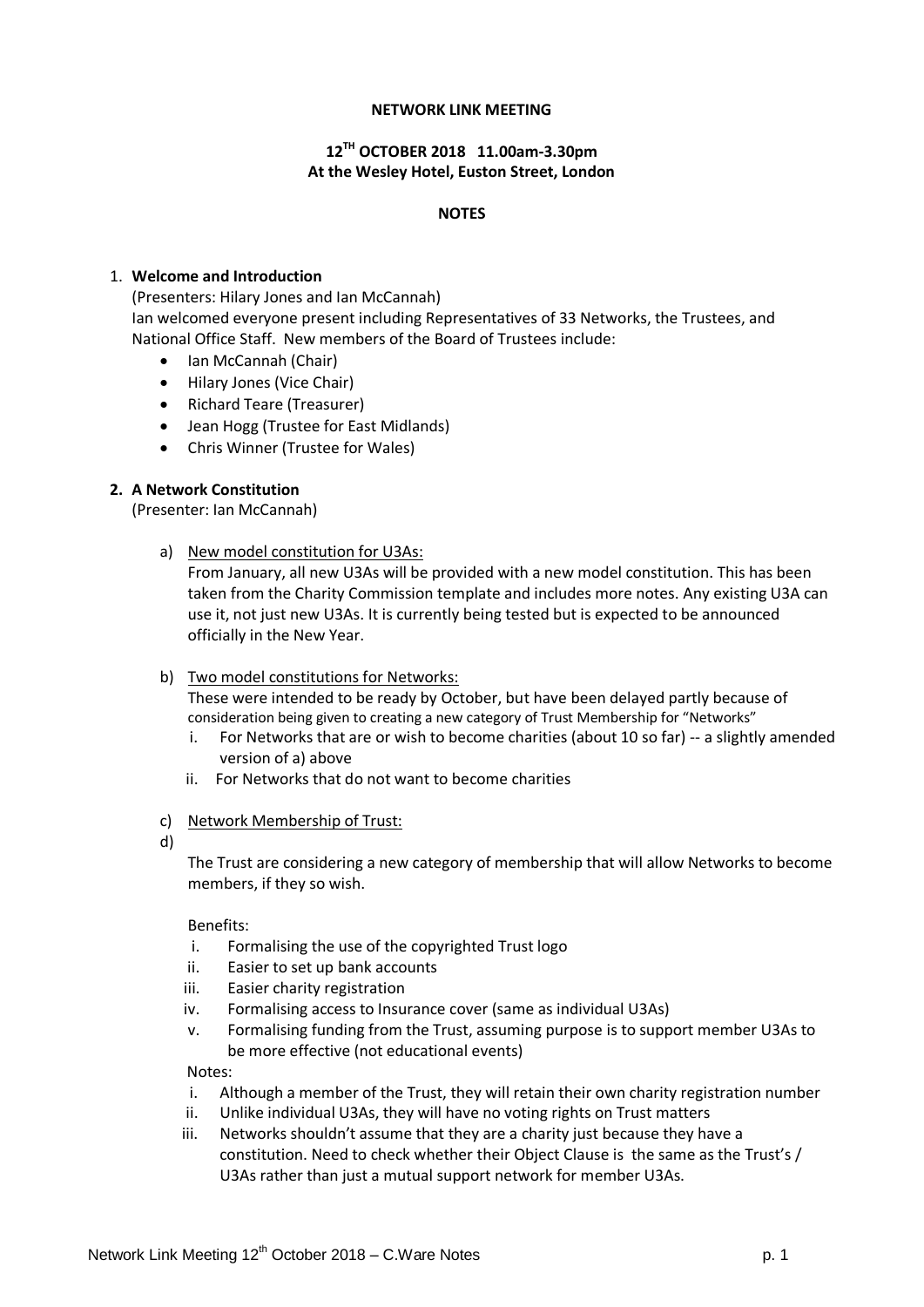**NETWORK LINK MEETING**

**12TH OCTOBER 2018 11.00am-3.30pm**
**At the Wesley Hotel, Euston Street, London**

**NOTES**

1. **Welcome and Introduction**

   (Presenters: Hilary Jones and Ian McCannah)
   Ian welcomed everyone present including Representatives of 33 Networks, the Trustees, and National Office Staff. New members of the Board of Trustees include:

   - Ian McCannah (Chair)
   - Hilary Jones (Vice Chair)
   - Richard Teare (Treasurer)
   - Jean Hogg (Trustee for East Midlands)
   - Chris Winner (Trustee for Wales)

2. **A Network Constitution**

   (Presenter: Ian McCannah)

   a) New model constitution for U3As:
   From January, all new U3As will be provided with a new model constitution. This has been taken from the Charity Commission template and includes more notes. Any existing U3A can use it, not just new U3As. It is currently being tested but is expected to be announced officially in the New Year.

   b) Two model constitutions for Networks:
   These were intended to be ready by October, but have been delayed partly because of consideration being given to creating a new category of Trust Membership for "Networks"

      i. For Networks that are or wish to become charities (about 10 so far) -- a slightly amended version of a) above
      ii. For Networks that do not want to become charities

   c) Network Membership of Trust:

   d)

   The Trust are considering a new category of membership that will allow Networks to become members, if they so wish.

   Benefits:

      i. Formalising the use of the copyrighted Trust logo
      ii. Easier to set up bank accounts
      iii. Easier charity registration
      iv. Formalising access to Insurance cover (same as individual U3As)
      v. Formalising funding from the Trust, assuming purpose is to support member U3As to be more effective (not educational events)

   Notes:

      i. Although a member of the Trust, they will retain their own charity registration number
      ii. Unlike individual U3As, they will have no voting rights on Trust matters
      iii. Networks shouldn't assume that they are a charity just because they have a constitution. Need to check whether their Object Clause is the same as the Trust's / U3As rather than just a mutual support network for member U3As.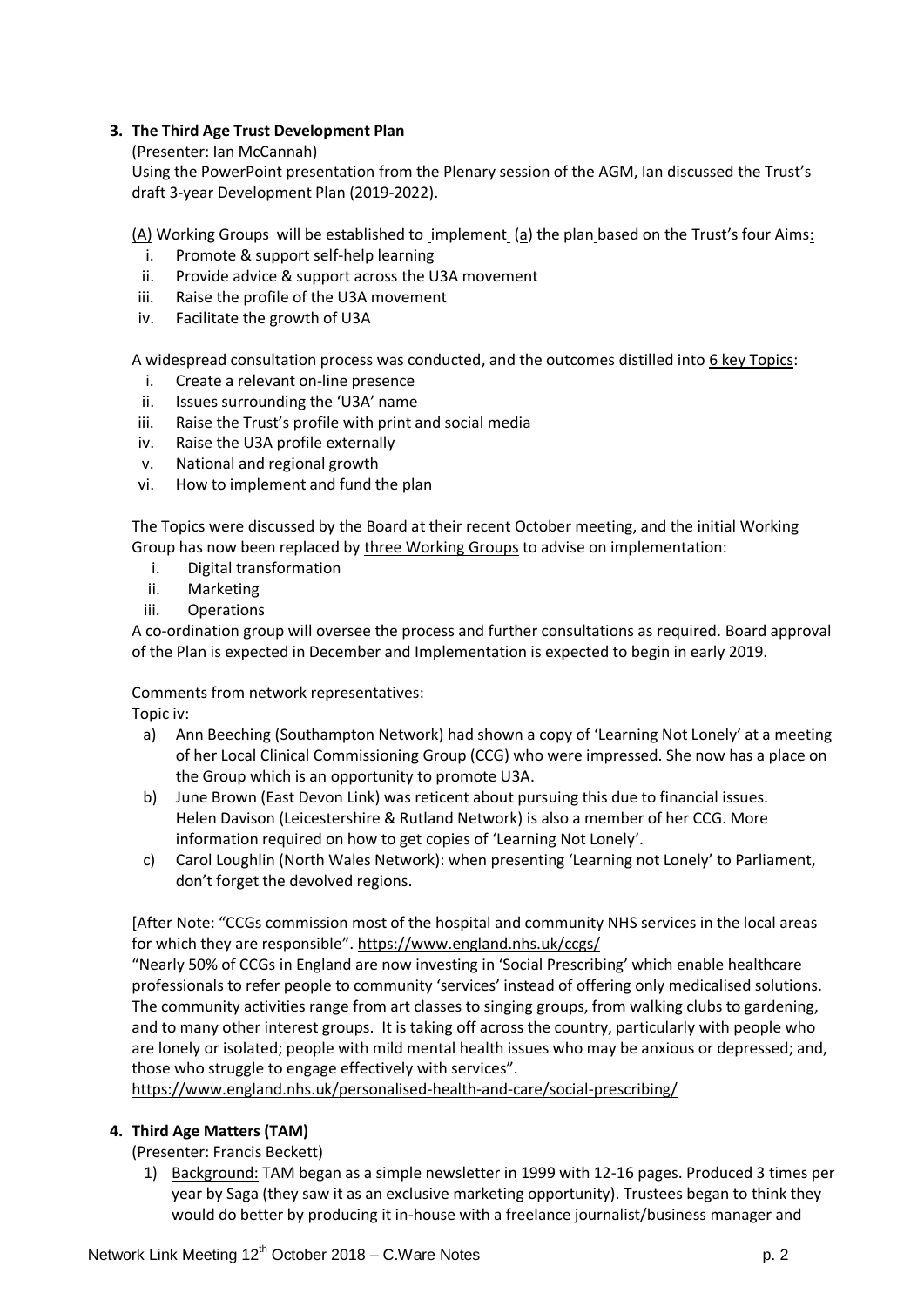**3. The Third Age Trust Development Plan**

(Presenter: Ian McCannah)

Using the PowerPoint presentation from the Plenary session of the AGM, Ian discussed the Trust's draft 3-year Development Plan (2019-2022).

(A) Working Groups will be established to implement (a) the plan based on the Trust's four Aims:

i. Promote & support self-help learning
ii. Provide advice & support across the U3A movement
iii. Raise the profile of the U3A movement
iv. Facilitate the growth of U3A

A widespread consultation process was conducted, and the outcomes distilled into 6 key Topics:

i. Create a relevant on-line presence
ii. Issues surrounding the 'U3A' name
iii. Raise the Trust's profile with print and social media
iv. Raise the U3A profile externally
v. National and regional growth
vi. How to implement and fund the plan

The Topics were discussed by the Board at their recent October meeting, and the initial Working Group has now been replaced by three Working Groups to advise on implementation:

i. Digital transformation
ii. Marketing
iii. Operations

A co-ordination group will oversee the process and further consultations as required. Board approval of the Plan is expected in December and Implementation is expected to begin in early 2019.

Comments from network representatives:

Topic iv:

a) Ann Beeching (Southampton Network) had shown a copy of 'Learning Not Lonely' at a meeting of her Local Clinical Commissioning Group (CCG) who were impressed. She now has a place on the Group which is an opportunity to promote U3A.
b) June Brown (East Devon Link) was reticent about pursuing this due to financial issues. Helen Davison (Leicestershire & Rutland Network) is also a member of her CCG. More information required on how to get copies of 'Learning Not Lonely'.
c) Carol Loughlin (North Wales Network): when presenting 'Learning not Lonely' to Parliament, don't forget the devolved regions.

[After Note: "CCGs commission most of the hospital and community NHS services in the local areas for which they are responsible". https://www.england.nhs.uk/ccgs/

"Nearly 50% of CCGs in England are now investing in 'Social Prescribing' which enable healthcare professionals to refer people to community 'services' instead of offering only medicalised solutions. The community activities range from art classes to singing groups, from walking clubs to gardening, and to many other interest groups. It is taking off across the country, particularly with people who are lonely or isolated; people with mild mental health issues who may be anxious or depressed; and, those who struggle to engage effectively with services".

https://www.england.nhs.uk/personalised-health-and-care/social-prescribing/

**4. Third Age Matters (TAM)**

(Presenter: Francis Beckett)

1) Background: TAM began as a simple newsletter in 1999 with 12-16 pages. Produced 3 times per year by Saga (they saw it as an exclusive marketing opportunity). Trustees began to think they would do better by producing it in-house with a freelance journalist/business manager and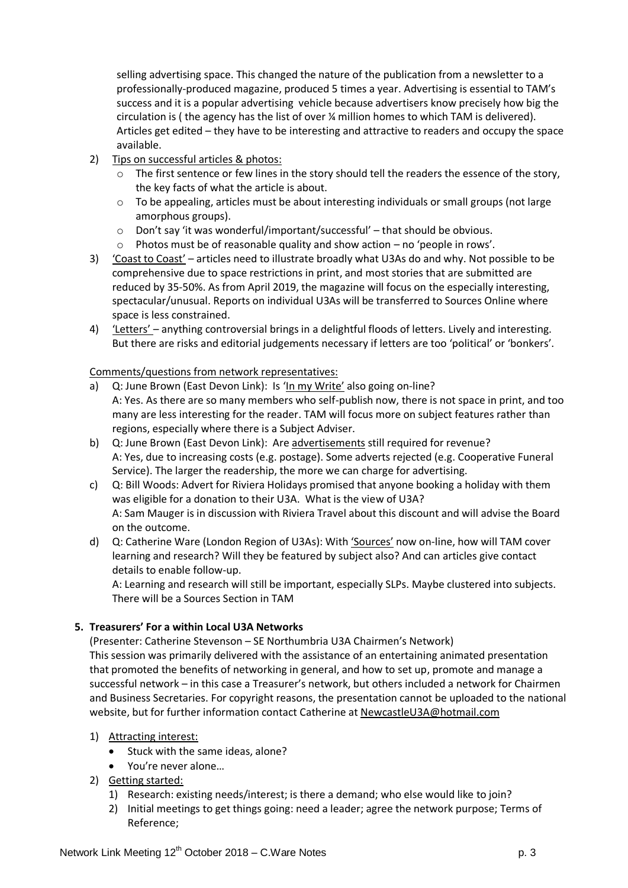selling advertising space. This changed the nature of the publication from a newsletter to a professionally-produced magazine, produced 5 times a year. Advertising is essential to TAM's success and it is a popular advertising vehicle because advertisers know precisely how big the circulation is ( the agency has the list of over ¼ million homes to which TAM is delivered). Articles get edited – they have to be interesting and attractive to readers and occupy the space available.

2) Tips on successful articles & photos:
   - The first sentence or few lines in the story should tell the readers the essence of the story, the key facts of what the article is about.
   - To be appealing, articles must be about interesting individuals or small groups (not large amorphous groups).
   - Don't say 'it was wonderful/important/successful' – that should be obvious.
   - Photos must be of reasonable quality and show action – no 'people in rows'.
3) 'Coast to Coast' – articles need to illustrate broadly what U3As do and why. Not possible to be comprehensive due to space restrictions in print, and most stories that are submitted are reduced by 35-50%. As from April 2019, the magazine will focus on the especially interesting, spectacular/unusual. Reports on individual U3As will be transferred to Sources Online where space is less constrained.
4) 'Letters' – anything controversial brings in a delightful floods of letters. Lively and interesting. But there are risks and editorial judgements necessary if letters are too 'political' or 'bonkers'.

Comments/questions from network representatives:

a) Q: June Brown (East Devon Link): Is 'In my Write' also going on-line?
   A: Yes. As there are so many members who self-publish now, there is not space in print, and too many are less interesting for the reader. TAM will focus more on subject features rather than regions, especially where there is a Subject Adviser.
b) Q: June Brown (East Devon Link): Are advertisements still required for revenue?
   A: Yes, due to increasing costs (e.g. postage). Some adverts rejected (e.g. Cooperative Funeral Service). The larger the readership, the more we can charge for advertising.
c) Q: Bill Woods: Advert for Riviera Holidays promised that anyone booking a holiday with them was eligible for a donation to their U3A. What is the view of U3A?
   A: Sam Mauger is in discussion with Riviera Travel about this discount and will advise the Board on the outcome.
d) Q: Catherine Ware (London Region of U3As): With 'Sources' now on-line, how will TAM cover learning and research? Will they be featured by subject also? And can articles give contact details to enable follow-up.
   A: Learning and research will still be important, especially SLPs. Maybe clustered into subjects. There will be a Sources Section in TAM

**5. Treasurers' For a within Local U3A Networks**

(Presenter: Catherine Stevenson – SE Northumbria U3A Chairmen's Network)
This session was primarily delivered with the assistance of an entertaining animated presentation that promoted the benefits of networking in general, and how to set up, promote and manage a successful network – in this case a Treasurer's network, but others included a network for Chairmen and Business Secretaries. For copyright reasons, the presentation cannot be uploaded to the national website, but for further information contact Catherine at NewcastleU3A@hotmail.com

1) Attracting interest:
   - Stuck with the same ideas, alone?
   - You're never alone…
2) Getting started:
   1) Research: existing needs/interest; is there a demand; who else would like to join?
   2) Initial meetings to get things going: need a leader; agree the network purpose; Terms of Reference;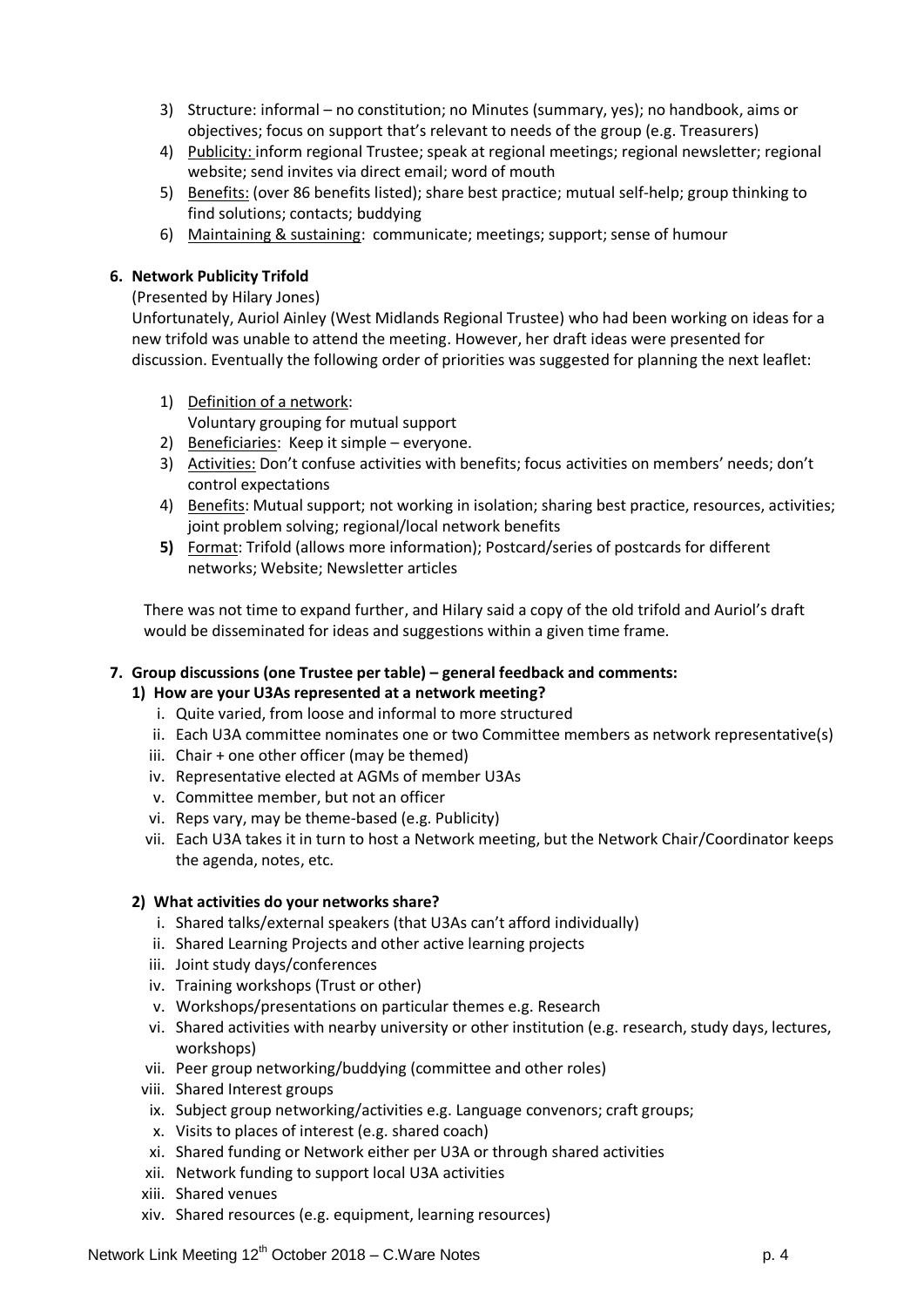3) Structure: informal – no constitution; no Minutes (summary, yes); no handbook, aims or objectives; focus on support that's relevant to needs of the group (e.g. Treasurers)
4) Publicity: inform regional Trustee; speak at regional meetings; regional newsletter; regional website; send invites via direct email; word of mouth
5) Benefits: (over 86 benefits listed); share best practice; mutual self-help; group thinking to find solutions; contacts; buddying
6) Maintaining & sustaining: communicate; meetings; support; sense of humour

**6. Network Publicity Trifold**

(Presented by Hilary Jones)

Unfortunately, Auriol Ainley (West Midlands Regional Trustee) who had been working on ideas for a new trifold was unable to attend the meeting. However, her draft ideas were presented for discussion. Eventually the following order of priorities was suggested for planning the next leaflet:

1) Definition of a network:
   Voluntary grouping for mutual support
2) Beneficiaries: Keep it simple – everyone.
3) Activities: Don't confuse activities with benefits; focus activities on members' needs; don't control expectations
4) Benefits: Mutual support; not working in isolation; sharing best practice, resources, activities; joint problem solving; regional/local network benefits
5) Format: Trifold (allows more information); Postcard/series of postcards for different networks; Website; Newsletter articles

There was not time to expand further, and Hilary said a copy of the old trifold and Auriol's draft would be disseminated for ideas and suggestions within a given time frame.

**7. Group discussions (one Trustee per table) – general feedback and comments:**

**1) How are your U3As represented at a network meeting?**

i. Quite varied, from loose and informal to more structured
ii. Each U3A committee nominates one or two Committee members as network representative(s)
iii. Chair + one other officer (may be themed)
iv. Representative elected at AGMs of member U3As
v. Committee member, but not an officer
vi. Reps vary, may be theme-based (e.g. Publicity)
vii. Each U3A takes it in turn to host a Network meeting, but the Network Chair/Coordinator keeps the agenda, notes, etc.

**2) What activities do your networks share?**

i. Shared talks/external speakers (that U3As can't afford individually)
ii. Shared Learning Projects and other active learning projects
iii. Joint study days/conferences
iv. Training workshops (Trust or other)
v. Workshops/presentations on particular themes e.g. Research
vi. Shared activities with nearby university or other institution (e.g. research, study days, lectures, workshops)
vii. Peer group networking/buddying (committee and other roles)
viii. Shared Interest groups
ix. Subject group networking/activities e.g. Language convenors; craft groups;
x. Visits to places of interest (e.g. shared coach)
xi. Shared funding or Network either per U3A or through shared activities
xii. Network funding to support local U3A activities
xiii. Shared venues
xiv. Shared resources (e.g. equipment, learning resources)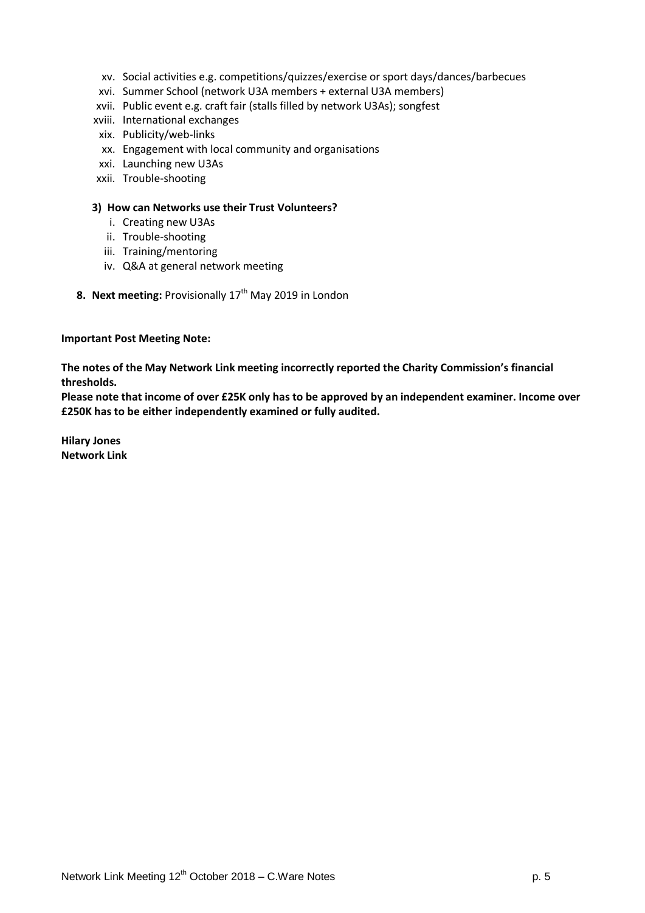xv. Social activities e.g. competitions/quizzes/exercise or sport days/dances/barbecues
xvi. Summer School (network U3A members + external U3A members)
xvii. Public event e.g. craft fair (stalls filled by network U3As); songfest
xviii. International exchanges
xix. Publicity/web-links
xx. Engagement with local community and organisations
xxi. Launching new U3As
xxii. Trouble-shooting

**3) How can Networks use their Trust Volunteers?**

i. Creating new U3As
ii. Trouble-shooting
iii. Training/mentoring
iv. Q&A at general network meeting

**8. Next meeting:** Provisionally 17th May 2019 in London

**Important Post Meeting Note:**

**The notes of the May Network Link meeting incorrectly reported the Charity Commission's financial thresholds.**

**Please note that income of over £25K only has to be approved by an independent examiner. Income over £250K has to be either independently examined or fully audited.**

**Hilary Jones**
**Network Link**